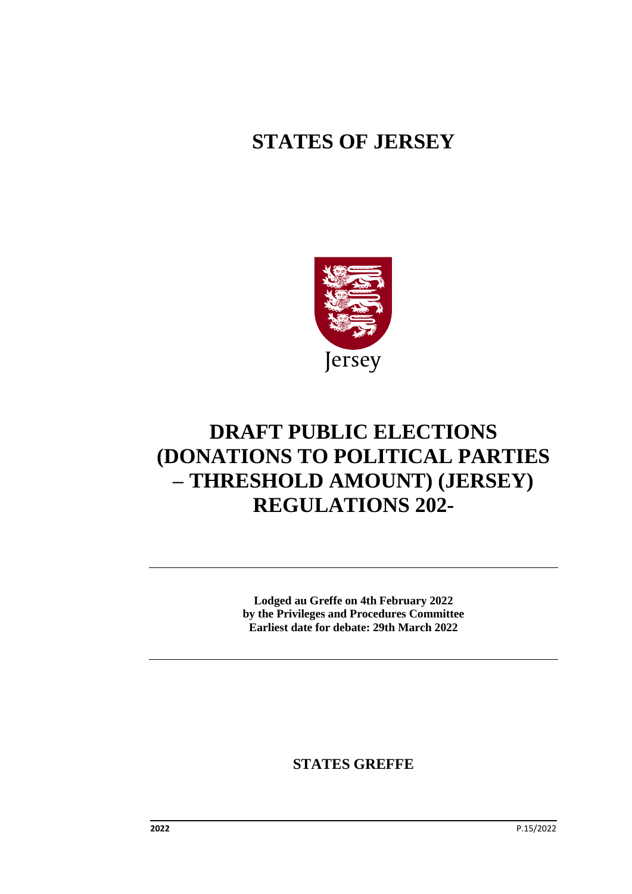# STATES OF JERSEY

Jersey

# DRAFT PUBLIC ELECTIONS (DONATIONS TO POLITICAL PARTIES – THRESHOLD AMOUNT) (JERSEY) REGULATIONS 202-

**Lodged au Greffe on 4th February 2022**
**by the Privileges and Procedures Committee**
**Earliest date for debate: 29th March 2022**

**STATES GREFFE**

**2022** P.15/2022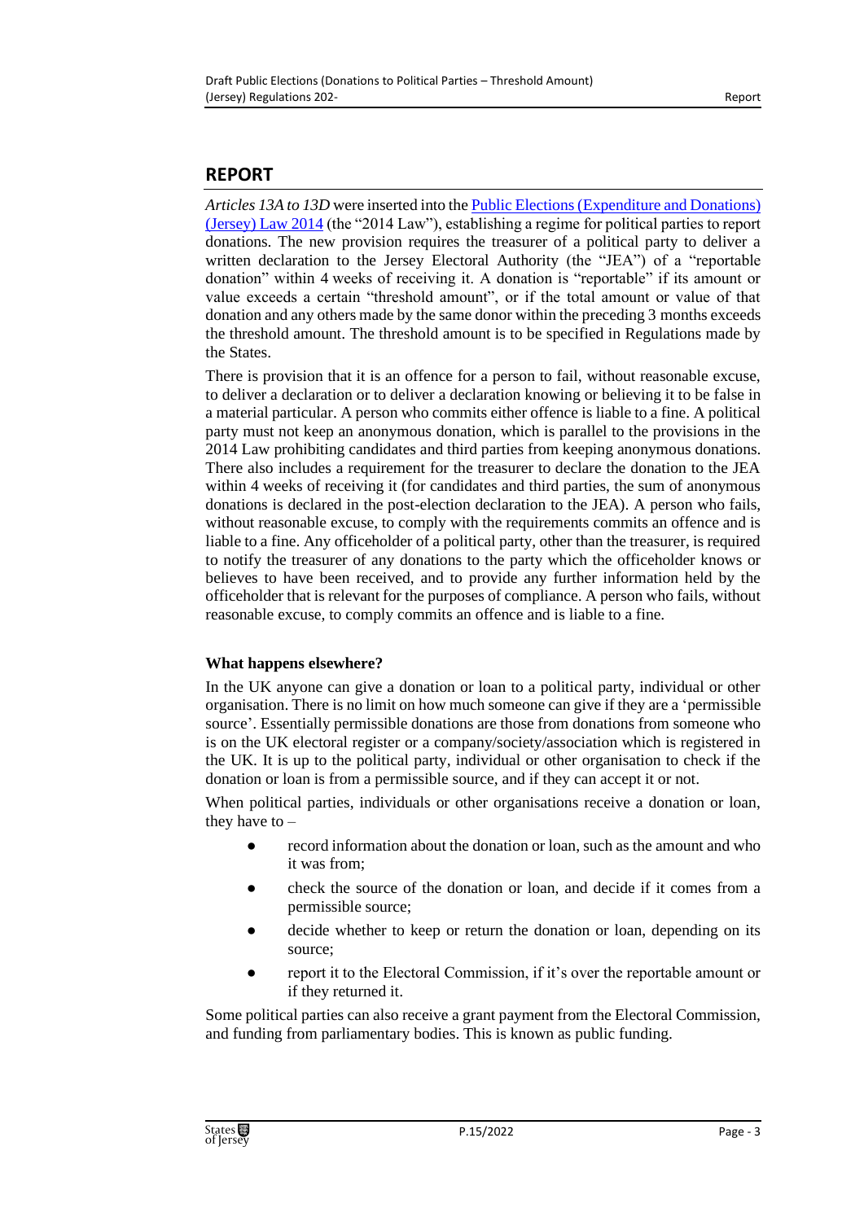## REPORT

*Articles 13A to 13D* were inserted into the [Public Elections (Expenditure and Donations) (Jersey) Law 2014](#) (the "2014 Law"), establishing a regime for political parties to report donations. The new provision requires the treasurer of a political party to deliver a written declaration to the Jersey Electoral Authority (the "JEA") of a "reportable donation" within 4 weeks of receiving it. A donation is "reportable" if its amount or value exceeds a certain "threshold amount", or if the total amount or value of that donation and any others made by the same donor within the preceding 3 months exceeds the threshold amount. The threshold amount is to be specified in Regulations made by the States.

There is provision that it is an offence for a person to fail, without reasonable excuse, to deliver a declaration or to deliver a declaration knowing or believing it to be false in a material particular. A person who commits either offence is liable to a fine. A political party must not keep an anonymous donation, which is parallel to the provisions in the 2014 Law prohibiting candidates and third parties from keeping anonymous donations. There also includes a requirement for the treasurer to declare the donation to the JEA within 4 weeks of receiving it (for candidates and third parties, the sum of anonymous donations is declared in the post-election declaration to the JEA). A person who fails, without reasonable excuse, to comply with the requirements commits an offence and is liable to a fine. Any officeholder of a political party, other than the treasurer, is required to notify the treasurer of any donations to the party which the officeholder knows or believes to have been received, and to provide any further information held by the officeholder that is relevant for the purposes of compliance. A person who fails, without reasonable excuse, to comply commits an offence and is liable to a fine.

### What happens elsewhere?

In the UK anyone can give a donation or loan to a political party, individual or other organisation. There is no limit on how much someone can give if they are a 'permissible source'. Essentially permissible donations are those from donations from someone who is on the UK electoral register or a company/society/association which is registered in the UK. It is up to the political party, individual or other organisation to check if the donation or loan is from a permissible source, and if they can accept it or not.

When political parties, individuals or other organisations receive a donation or loan, they have to –

- record information about the donation or loan, such as the amount and who it was from;
- check the source of the donation or loan, and decide if it comes from a permissible source;
- decide whether to keep or return the donation or loan, depending on its source;
- report it to the Electoral Commission, if it's over the reportable amount or if they returned it.

Some political parties can also receive a grant payment from the Electoral Commission, and funding from parliamentary bodies. This is known as public funding.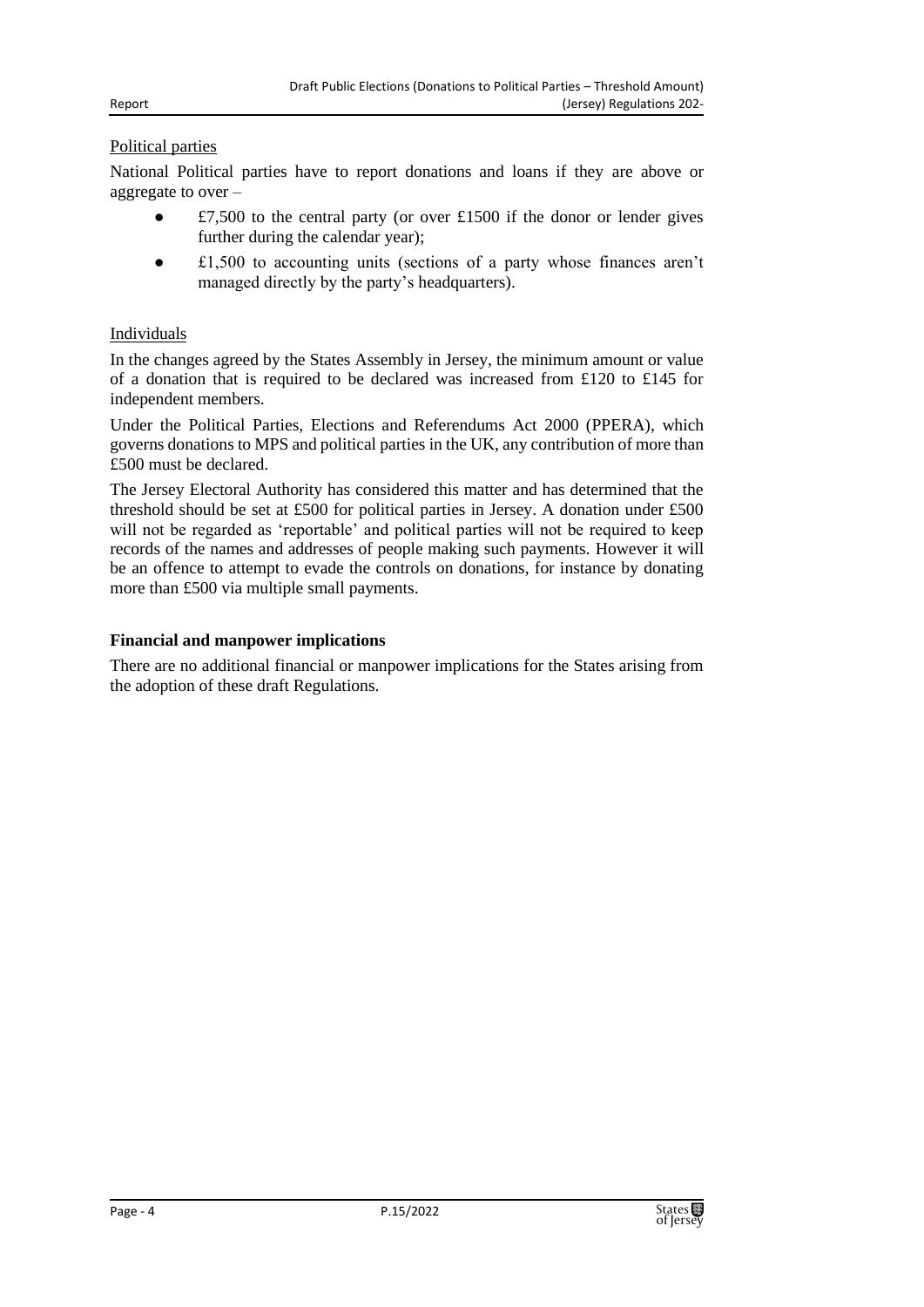Political parties

National Political parties have to report donations and loans if they are above or aggregate to over –

- £7,500 to the central party (or over £1500 if the donor or lender gives further during the calendar year);
- £1,500 to accounting units (sections of a party whose finances aren't managed directly by the party's headquarters).

Individuals

In the changes agreed by the States Assembly in Jersey, the minimum amount or value of a donation that is required to be declared was increased from £120 to £145 for independent members.

Under the Political Parties, Elections and Referendums Act 2000 (PPERA), which governs donations to MPS and political parties in the UK, any contribution of more than £500 must be declared.

The Jersey Electoral Authority has considered this matter and has determined that the threshold should be set at £500 for political parties in Jersey. A donation under £500 will not be regarded as 'reportable' and political parties will not be required to keep records of the names and addresses of people making such payments. However it will be an offence to attempt to evade the controls on donations, for instance by donating more than £500 via multiple small payments.

**Financial and manpower implications**

There are no additional financial or manpower implications for the States arising from the adoption of these draft Regulations.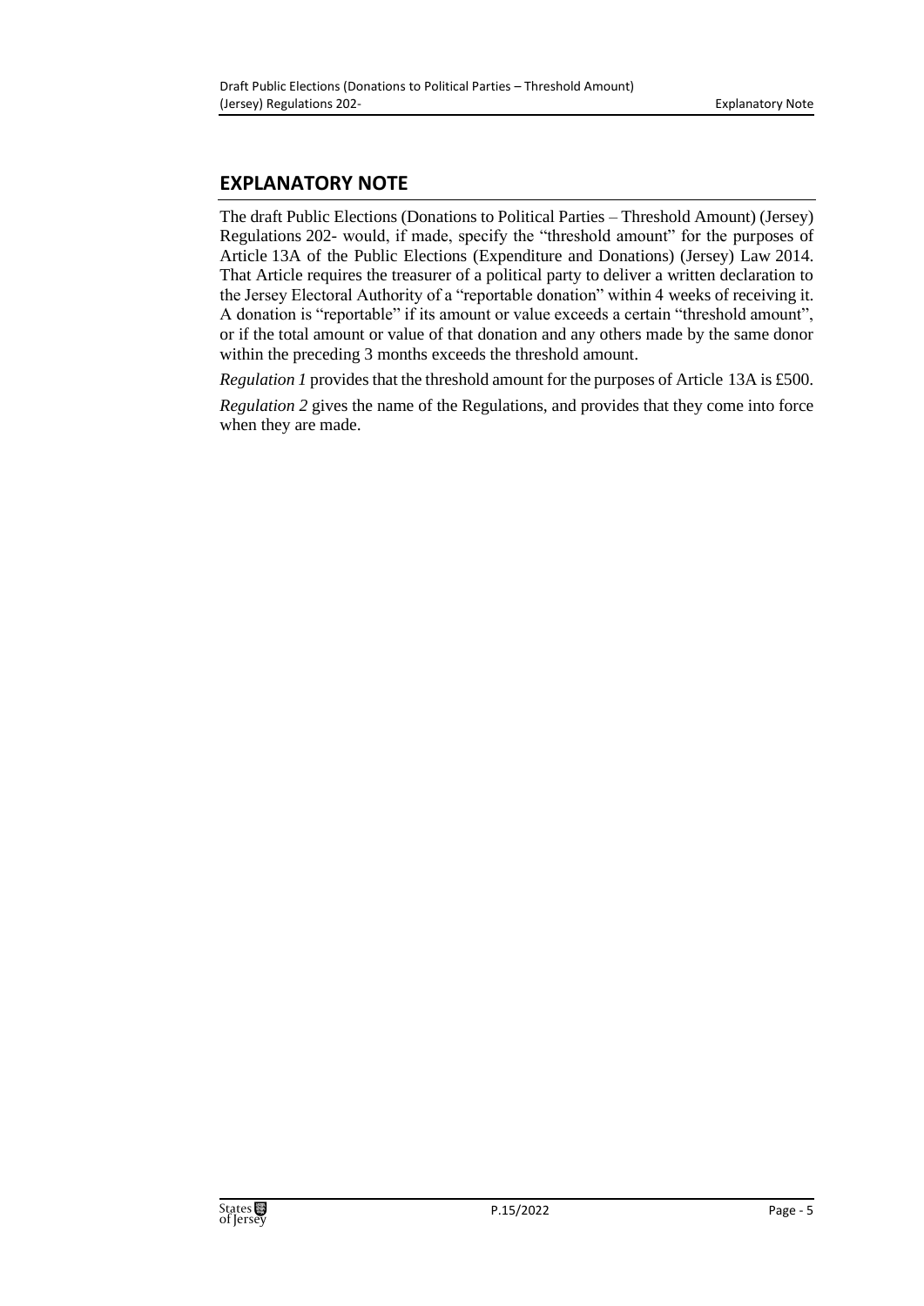## EXPLANATORY NOTE

The draft Public Elections (Donations to Political Parties – Threshold Amount) (Jersey) Regulations 202- would, if made, specify the "threshold amount" for the purposes of Article 13A of the Public Elections (Expenditure and Donations) (Jersey) Law 2014. That Article requires the treasurer of a political party to deliver a written declaration to the Jersey Electoral Authority of a "reportable donation" within 4 weeks of receiving it. A donation is "reportable" if its amount or value exceeds a certain "threshold amount", or if the total amount or value of that donation and any others made by the same donor within the preceding 3 months exceeds the threshold amount.

*Regulation 1* provides that the threshold amount for the purposes of Article 13A is £500.

*Regulation 2* gives the name of the Regulations, and provides that they come into force when they are made.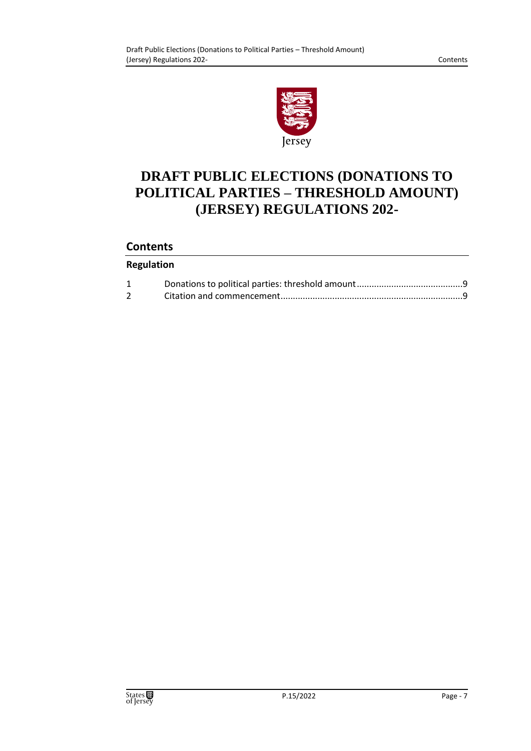# DRAFT PUBLIC ELECTIONS (DONATIONS TO POLITICAL PARTIES – THRESHOLD AMOUNT) (JERSEY) REGULATIONS 202-

## Contents

### Regulation

| | | |
|---|---|---|
| 1 | Donations to political parties: threshold amount | 9 |
| 2 | Citation and commencement | 9 |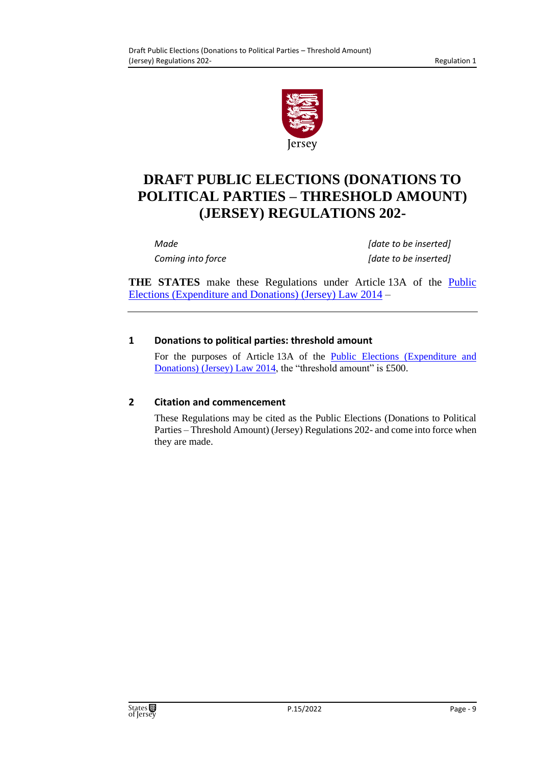# DRAFT PUBLIC ELECTIONS (DONATIONS TO POLITICAL PARTIES – THRESHOLD AMOUNT) (JERSEY) REGULATIONS 202-

| | |
|---|---|
| *Made* | *[date to be inserted]* |
| *Coming into force* | *[date to be inserted]* |

**THE STATES** make these Regulations under Article 13A of the Public Elections (Expenditure and Donations) (Jersey) Law 2014 –

## 1 Donations to political parties: threshold amount

For the purposes of Article 13A of the Public Elections (Expenditure and Donations) (Jersey) Law 2014, the "threshold amount" is £500.

## 2 Citation and commencement

These Regulations may be cited as the Public Elections (Donations to Political Parties – Threshold Amount) (Jersey) Regulations 202- and come into force when they are made.